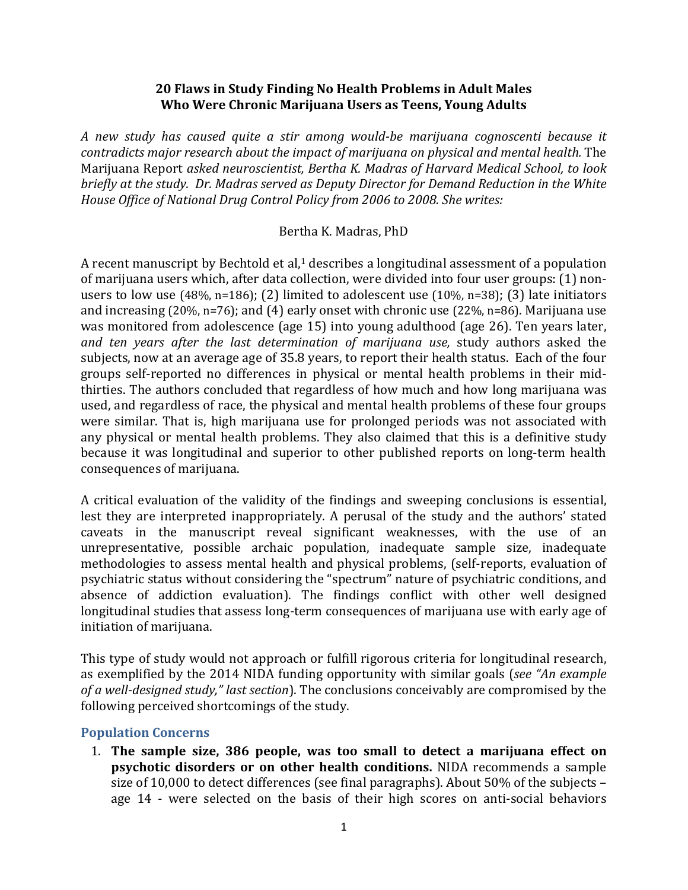# 20 Flaws in Study Finding No Health Problems in Adult Males Who Were Chronic Marijuana Users as Teens, Young Adults

*A new study has caused quite a stir among would-be marijuana cognoscenti because it contradicts major research about the impact of marijuana on physical and mental health.* The Marijuana Report *asked neuroscientist, Bertha K. Madras of Harvard Medical School, to look briefly at the study. Dr. Madras served as Deputy Director for Demand Reduction in the White House Office of National Drug Control Policy from 2006 to 2008. She writes:*

Bertha K. Madras, PhD

A recent manuscript by Bechtold et al,[1] describes a longitudinal assessment of a population of marijuana users which, after data collection, were divided into four user groups: (1) non-users to low use (48%, n=186); (2) limited to adolescent use (10%, n=38); (3) late initiators and increasing (20%, n=76); and (4) early onset with chronic use (22%, n=86). Marijuana use was monitored from adolescence (age 15) into young adulthood (age 26). Ten years later, *and ten years after the last determination of marijuana use,* study authors asked the subjects, now at an average age of 35.8 years, to report their health status. Each of the four groups self-reported no differences in physical or mental health problems in their mid-thirties. The authors concluded that regardless of how much and how long marijuana was used, and regardless of race, the physical and mental health problems of these four groups were similar. That is, high marijuana use for prolonged periods was not associated with any physical or mental health problems. They also claimed that this is a definitive study because it was longitudinal and superior to other published reports on long-term health consequences of marijuana.

A critical evaluation of the validity of the findings and sweeping conclusions is essential, lest they are interpreted inappropriately. A perusal of the study and the authors' stated caveats in the manuscript reveal significant weaknesses, with the use of an unrepresentative, possible archaic population, inadequate sample size, inadequate methodologies to assess mental health and physical problems, (self-reports, evaluation of psychiatric status without considering the "spectrum" nature of psychiatric conditions, and absence of addiction evaluation). The findings conflict with other well designed longitudinal studies that assess long-term consequences of marijuana use with early age of initiation of marijuana.

This type of study would not approach or fulfill rigorous criteria for longitudinal research, as exemplified by the 2014 NIDA funding opportunity with similar goals (*see "An example of a well-designed study," last section*). The conclusions conceivably are compromised by the following perceived shortcomings of the study.

## Population Concerns

1. **The sample size, 386 people, was too small to detect a marijuana effect on psychotic disorders or on other health conditions.** NIDA recommends a sample size of 10,000 to detect differences (see final paragraphs). About 50% of the subjects – age 14 - were selected on the basis of their high scores on anti-social behaviors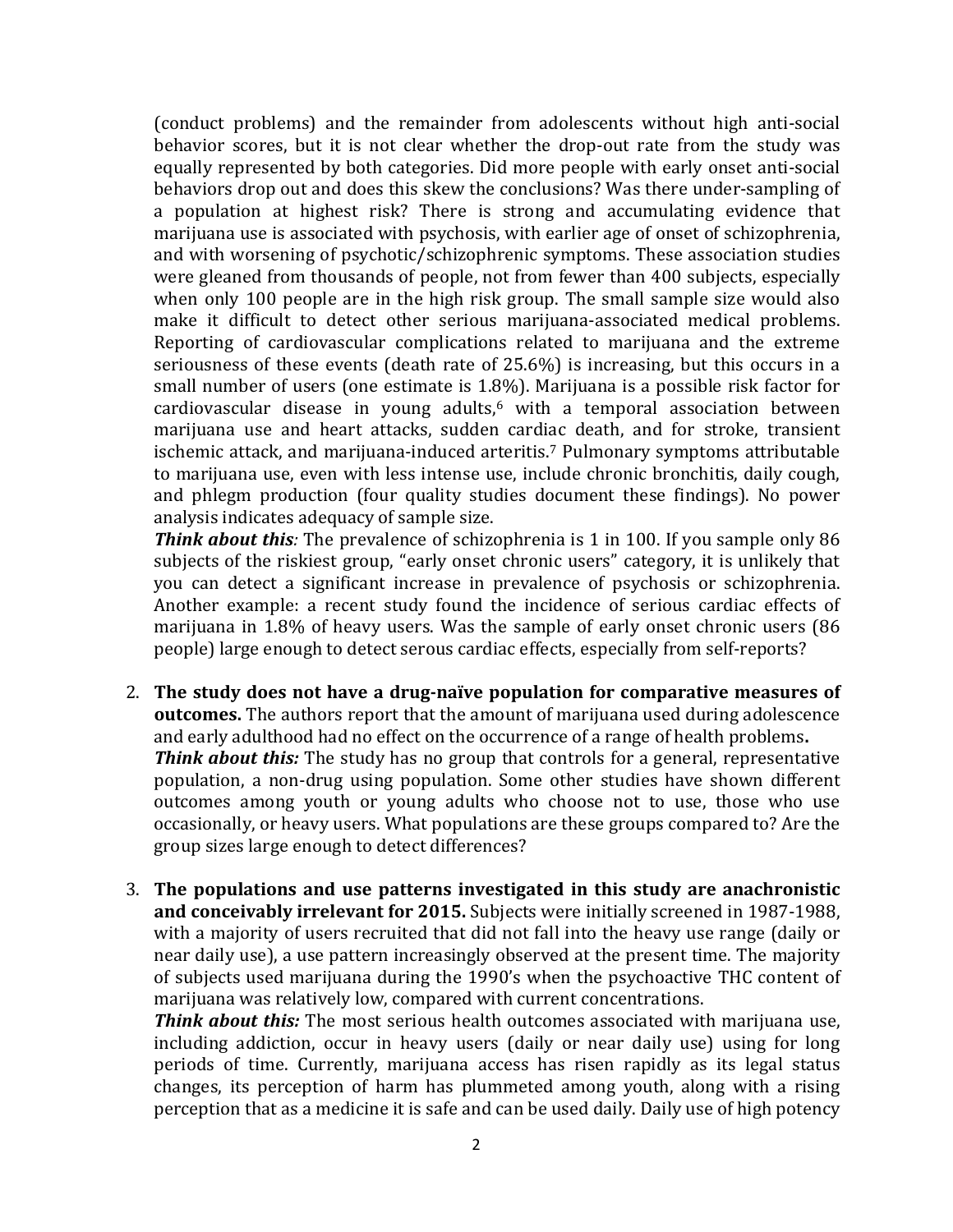(conduct problems) and the remainder from adolescents without high anti-social behavior scores, but it is not clear whether the drop-out rate from the study was equally represented by both categories. Did more people with early onset anti-social behaviors drop out and does this skew the conclusions? Was there under-sampling of a population at highest risk? There is strong and accumulating evidence that marijuana use is associated with psychosis, with earlier age of onset of schizophrenia, and with worsening of psychotic/schizophrenic symptoms. These association studies were gleaned from thousands of people, not from fewer than 400 subjects, especially when only 100 people are in the high risk group. The small sample size would also make it difficult to detect other serious marijuana-associated medical problems. Reporting of cardiovascular complications related to marijuana and the extreme seriousness of these events (death rate of 25.6%) is increasing, but this occurs in a small number of users (one estimate is 1.8%). Marijuana is a possible risk factor for cardiovascular disease in young adults,[6] with a temporal association between marijuana use and heart attacks, sudden cardiac death, and for stroke, transient ischemic attack, and marijuana-induced arteritis.[7] Pulmonary symptoms attributable to marijuana use, even with less intense use, include chronic bronchitis, daily cough, and phlegm production (four quality studies document these findings). No power analysis indicates adequacy of sample size.

***Think about this:*** The prevalence of schizophrenia is 1 in 100. If you sample only 86 subjects of the riskiest group, "early onset chronic users" category, it is unlikely that you can detect a significant increase in prevalence of psychosis or schizophrenia. Another example: a recent study found the incidence of serious cardiac effects of marijuana in 1.8% of heavy users. Was the sample of early onset chronic users (86 people) large enough to detect serous cardiac effects, especially from self-reports?

2. **The study does not have a drug-naïve population for comparative measures of outcomes.** The authors report that the amount of marijuana used during adolescence and early adulthood had no effect on the occurrence of a range of health problems**.**

   ***Think about this:*** The study has no group that controls for a general, representative population, a non-drug using population. Some other studies have shown different outcomes among youth or young adults who choose not to use, those who use occasionally, or heavy users. What populations are these groups compared to? Are the group sizes large enough to detect differences?

3. **The populations and use patterns investigated in this study are anachronistic and conceivably irrelevant for 2015.** Subjects were initially screened in 1987-1988, with a majority of users recruited that did not fall into the heavy use range (daily or near daily use), a use pattern increasingly observed at the present time. The majority of subjects used marijuana during the 1990's when the psychoactive THC content of marijuana was relatively low, compared with current concentrations.

   ***Think about this:*** The most serious health outcomes associated with marijuana use, including addiction, occur in heavy users (daily or near daily use) using for long periods of time. Currently, marijuana access has risen rapidly as its legal status changes, its perception of harm has plummeted among youth, along with a rising perception that as a medicine it is safe and can be used daily. Daily use of high potency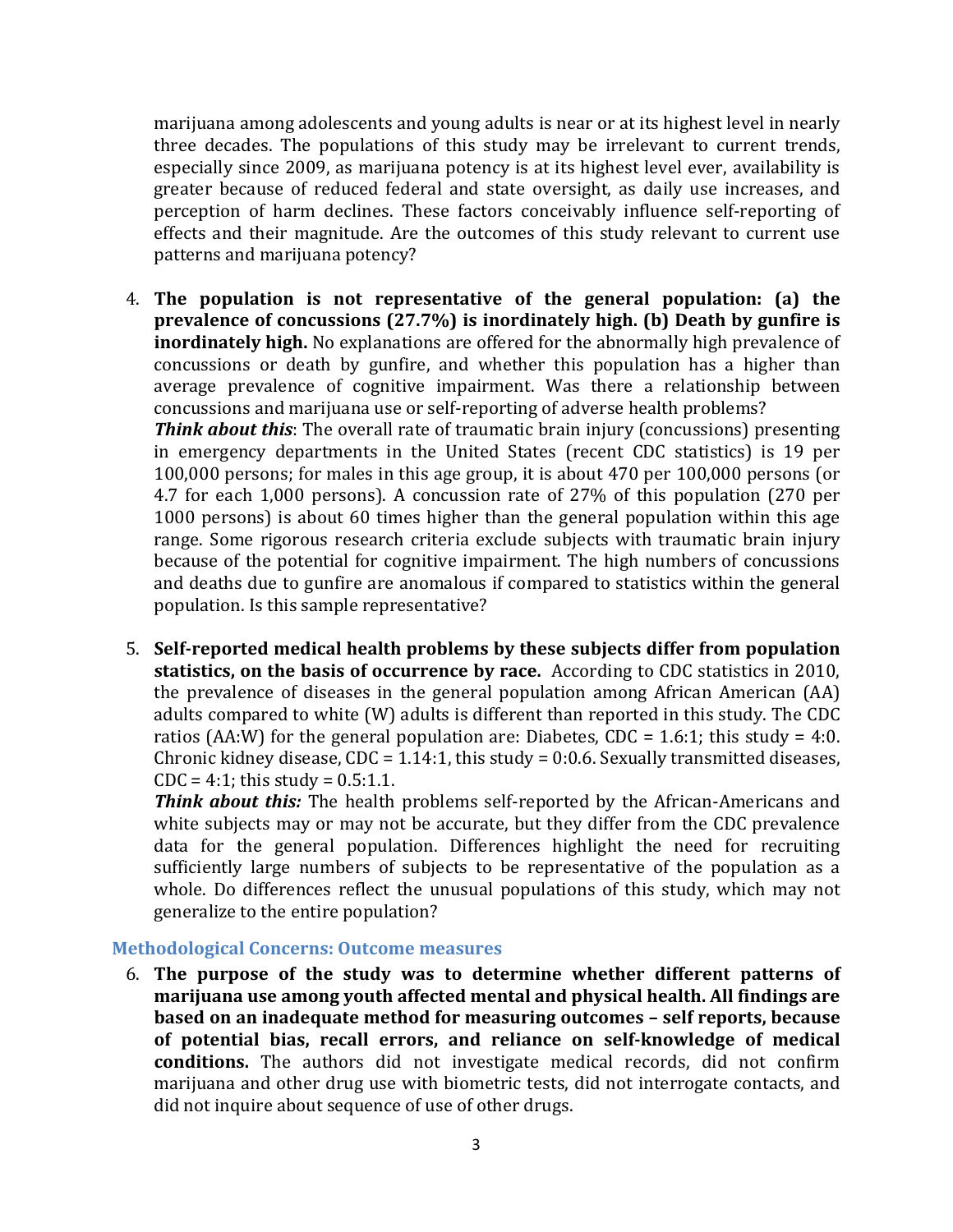marijuana among adolescents and young adults is near or at its highest level in nearly three decades. The populations of this study may be irrelevant to current trends, especially since 2009, as marijuana potency is at its highest level ever, availability is greater because of reduced federal and state oversight, as daily use increases, and perception of harm declines. These factors conceivably influence self-reporting of effects and their magnitude. Are the outcomes of this study relevant to current use patterns and marijuana potency?

4. **The population is not representative of the general population: (a) the prevalence of concussions (27.7%) is inordinately high. (b) Death by gunfire is inordinately high.** No explanations are offered for the abnormally high prevalence of concussions or death by gunfire, and whether this population has a higher than average prevalence of cognitive impairment. Was there a relationship between concussions and marijuana use or self-reporting of adverse health problems?
   ***Think about this***: The overall rate of traumatic brain injury (concussions) presenting in emergency departments in the United States (recent CDC statistics) is 19 per 100,000 persons; for males in this age group, it is about 470 per 100,000 persons (or 4.7 for each 1,000 persons). A concussion rate of 27% of this population (270 per 1000 persons) is about 60 times higher than the general population within this age range. Some rigorous research criteria exclude subjects with traumatic brain injury because of the potential for cognitive impairment. The high numbers of concussions and deaths due to gunfire are anomalous if compared to statistics within the general population. Is this sample representative?

5. **Self-reported medical health problems by these subjects differ from population statistics, on the basis of occurrence by race.** According to CDC statistics in 2010, the prevalence of diseases in the general population among African American (AA) adults compared to white (W) adults is different than reported in this study. The CDC ratios (AA:W) for the general population are: Diabetes, CDC = 1.6:1; this study = 4:0. Chronic kidney disease, CDC = 1.14:1, this study = 0:0.6. Sexually transmitted diseases, CDC = 4:1; this study = 0.5:1.1.
   ***Think about this:*** The health problems self-reported by the African-Americans and white subjects may or may not be accurate, but they differ from the CDC prevalence data for the general population. Differences highlight the need for recruiting sufficiently large numbers of subjects to be representative of the population as a whole. Do differences reflect the unusual populations of this study, which may not generalize to the entire population?

### Methodological Concerns: Outcome measures

6. **The purpose of the study was to determine whether different patterns of marijuana use among youth affected mental and physical health. All findings are based on an inadequate method for measuring outcomes – self reports, because of potential bias, recall errors, and reliance on self-knowledge of medical conditions.** The authors did not investigate medical records, did not confirm marijuana and other drug use with biometric tests, did not interrogate contacts, and did not inquire about sequence of use of other drugs.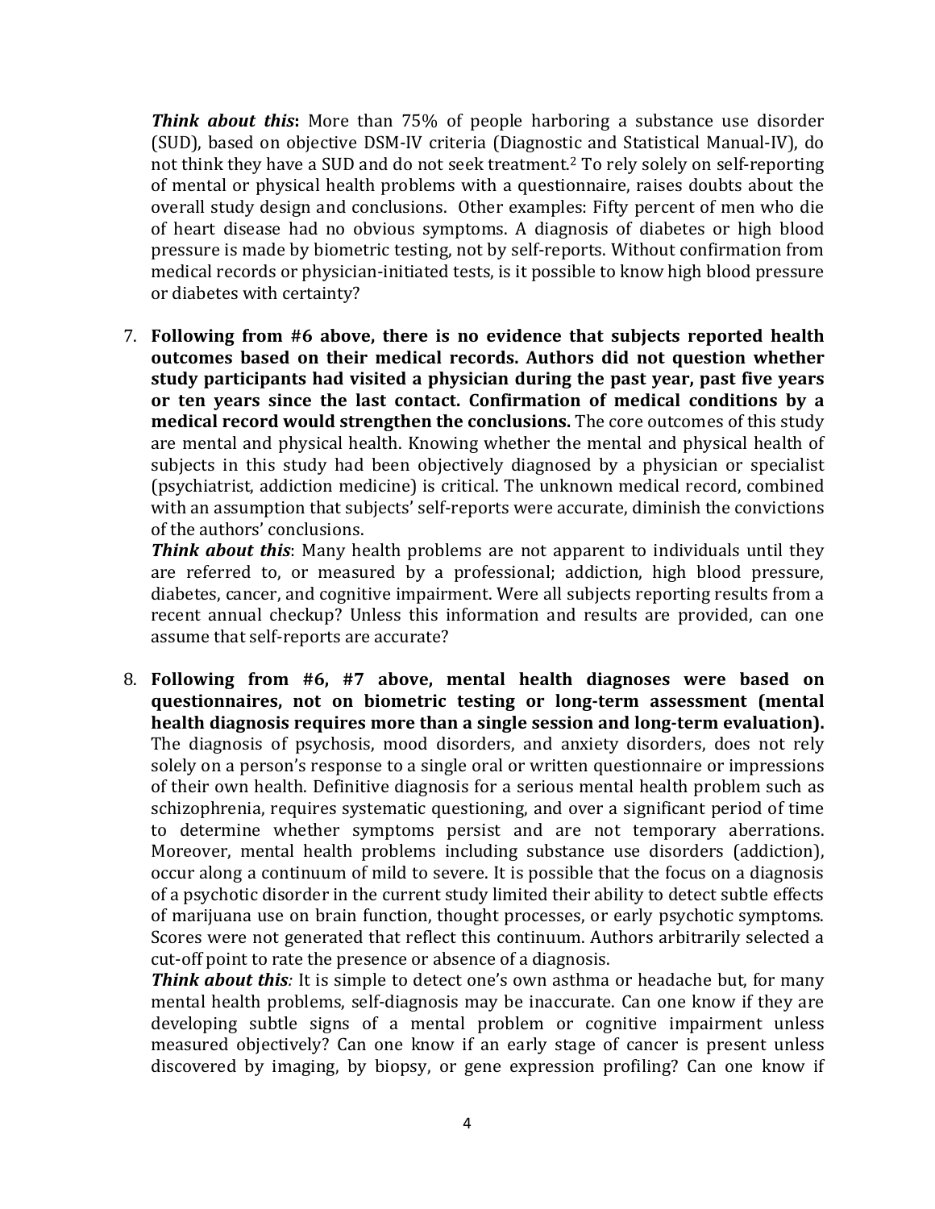***Think about this*:** More than 75% of people harboring a substance use disorder (SUD), based on objective DSM-IV criteria (Diagnostic and Statistical Manual-IV), do not think they have a SUD and do not seek treatment.[2] To rely solely on self-reporting of mental or physical health problems with a questionnaire, raises doubts about the overall study design and conclusions. Other examples: Fifty percent of men who die of heart disease had no obvious symptoms. A diagnosis of diabetes or high blood pressure is made by biometric testing, not by self-reports. Without confirmation from medical records or physician-initiated tests, is it possible to know high blood pressure or diabetes with certainty?

7. **Following from #6 above, there is no evidence that subjects reported health outcomes based on their medical records. Authors did not question whether study participants had visited a physician during the past year, past five years or ten years since the last contact. Confirmation of medical conditions by a medical record would strengthen the conclusions.** The core outcomes of this study are mental and physical health. Knowing whether the mental and physical health of subjects in this study had been objectively diagnosed by a physician or specialist (psychiatrist, addiction medicine) is critical. The unknown medical record, combined with an assumption that subjects' self-reports were accurate, diminish the convictions of the authors' conclusions.

   ***Think about this***: Many health problems are not apparent to individuals until they are referred to, or measured by a professional; addiction, high blood pressure, diabetes, cancer, and cognitive impairment. Were all subjects reporting results from a recent annual checkup? Unless this information and results are provided, can one assume that self-reports are accurate?

8. **Following from #6, #7 above, mental health diagnoses were based on questionnaires, not on biometric testing or long-term assessment (mental health diagnosis requires more than a single session and long-term evaluation).** The diagnosis of psychosis, mood disorders, and anxiety disorders, does not rely solely on a person's response to a single oral or written questionnaire or impressions of their own health. Definitive diagnosis for a serious mental health problem such as schizophrenia, requires systematic questioning, and over a significant period of time to determine whether symptoms persist and are not temporary aberrations. Moreover, mental health problems including substance use disorders (addiction), occur along a continuum of mild to severe. It is possible that the focus on a diagnosis of a psychotic disorder in the current study limited their ability to detect subtle effects of marijuana use on brain function, thought processes, or early psychotic symptoms. Scores were not generated that reflect this continuum. Authors arbitrarily selected a cut-off point to rate the presence or absence of a diagnosis.

   ***Think about this**:* It is simple to detect one's own asthma or headache but, for many mental health problems, self-diagnosis may be inaccurate. Can one know if they are developing subtle signs of a mental problem or cognitive impairment unless measured objectively? Can one know if an early stage of cancer is present unless discovered by imaging, by biopsy, or gene expression profiling? Can one know if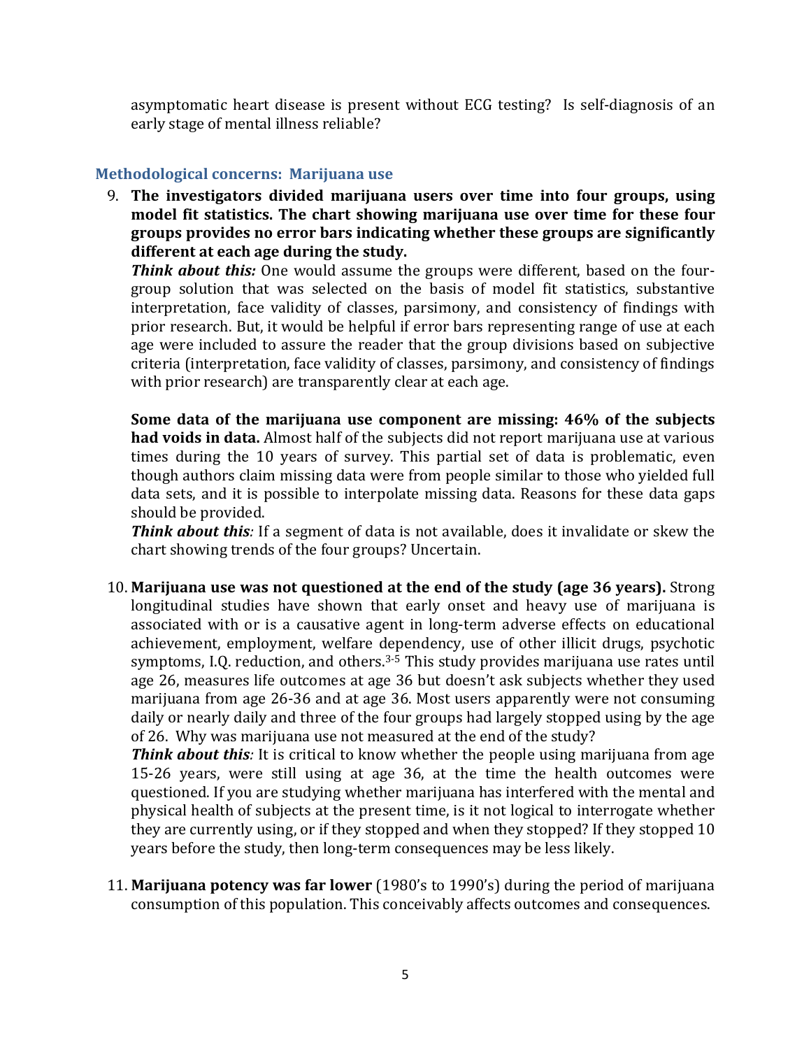asymptomatic heart disease is present without ECG testing? Is self-diagnosis of an early stage of mental illness reliable?

### Methodological concerns: Marijuana use

9. **The investigators divided marijuana users over time into four groups, using model fit statistics. The chart showing marijuana use over time for these four groups provides no error bars indicating whether these groups are significantly different at each age during the study.**
   ***Think about this:*** One would assume the groups were different, based on the four-group solution that was selected on the basis of model fit statistics, substantive interpretation, face validity of classes, parsimony, and consistency of findings with prior research. But, it would be helpful if error bars representing range of use at each age were included to assure the reader that the group divisions based on subjective criteria (interpretation, face validity of classes, parsimony, and consistency of findings with prior research) are transparently clear at each age.

   **Some data of the marijuana use component are missing: 46% of the subjects had voids in data.** Almost half of the subjects did not report marijuana use at various times during the 10 years of survey. This partial set of data is problematic, even though authors claim missing data were from people similar to those who yielded full data sets, and it is possible to interpolate missing data. Reasons for these data gaps should be provided.
   ***Think about this****:* If a segment of data is not available, does it invalidate or skew the chart showing trends of the four groups? Uncertain.

10. **Marijuana use was not questioned at the end of the study (age 36 years).** Strong longitudinal studies have shown that early onset and heavy use of marijuana is associated with or is a causative agent in long-term adverse effects on educational achievement, employment, welfare dependency, use of other illicit drugs, psychotic symptoms, I.Q. reduction, and others.[3-5] This study provides marijuana use rates until age 26, measures life outcomes at age 36 but doesn't ask subjects whether they used marijuana from age 26-36 and at age 36. Most users apparently were not consuming daily or nearly daily and three of the four groups had largely stopped using by the age of 26. Why was marijuana use not measured at the end of the study?
    ***Think about this****:* It is critical to know whether the people using marijuana from age 15-26 years, were still using at age 36, at the time the health outcomes were questioned. If you are studying whether marijuana has interfered with the mental and physical health of subjects at the present time, is it not logical to interrogate whether they are currently using, or if they stopped and when they stopped? If they stopped 10 years before the study, then long-term consequences may be less likely.

11. **Marijuana potency was far lower** (1980's to 1990's) during the period of marijuana consumption of this population. This conceivably affects outcomes and consequences.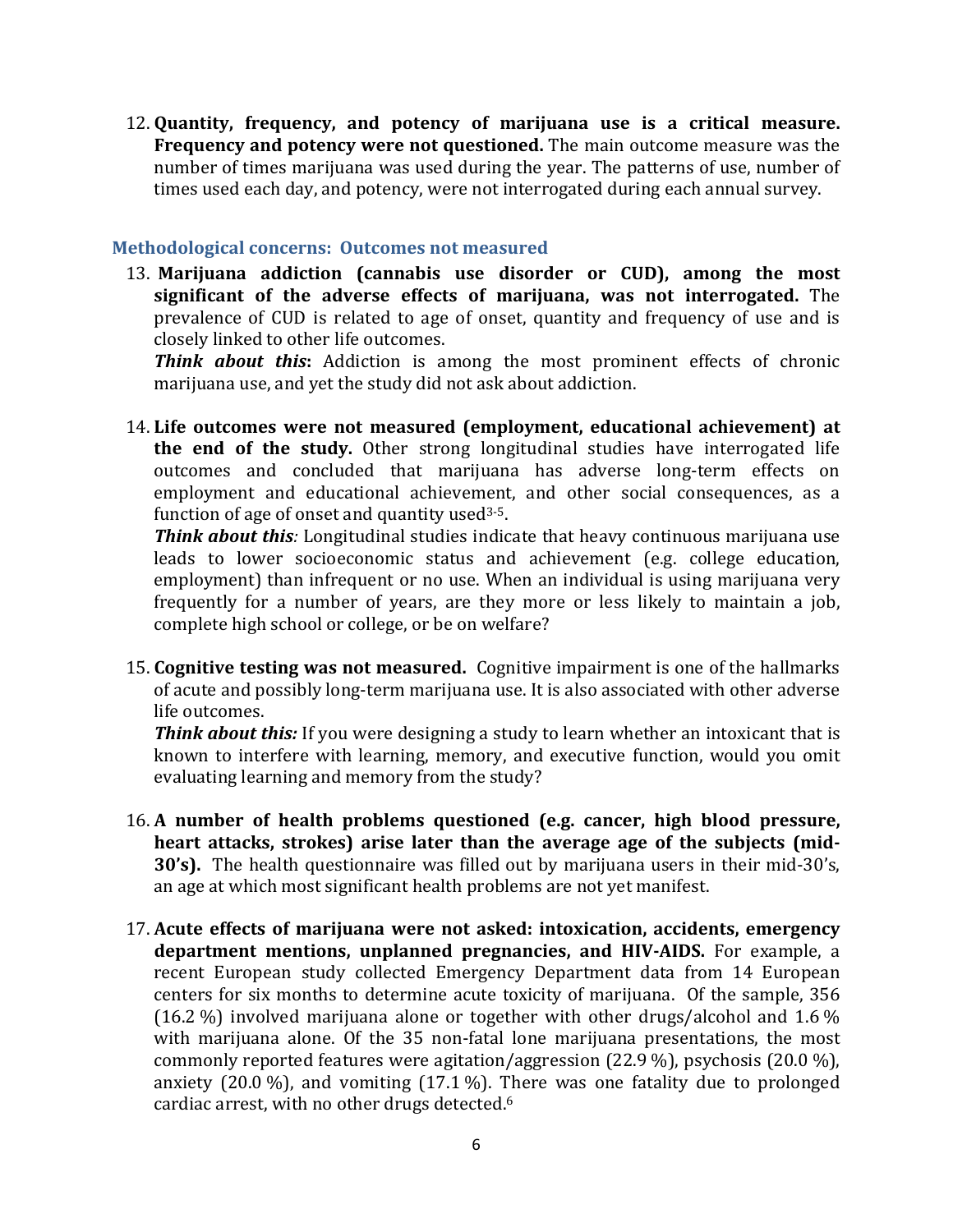12. **Quantity, frequency, and potency of marijuana use is a critical measure. Frequency and potency were not questioned.** The main outcome measure was the number of times marijuana was used during the year. The patterns of use, number of times used each day, and potency, were not interrogated during each annual survey.

### Methodological concerns: Outcomes not measured

13. **Marijuana addiction (cannabis use disorder or CUD), among the most significant of the adverse effects of marijuana, was not interrogated.** The prevalence of CUD is related to age of onset, quantity and frequency of use and is closely linked to other life outcomes.
    ***Think about this*****:** Addiction is among the most prominent effects of chronic marijuana use, and yet the study did not ask about addiction.

14. **Life outcomes were not measured (employment, educational achievement) at the end of the study.** Other strong longitudinal studies have interrogated life outcomes and concluded that marijuana has adverse long-term effects on employment and educational achievement, and other social consequences, as a function of age of onset and quantity used[3-5].
    ***Think about this:*** Longitudinal studies indicate that heavy continuous marijuana use leads to lower socioeconomic status and achievement (e.g. college education, employment) than infrequent or no use. When an individual is using marijuana very frequently for a number of years, are they more or less likely to maintain a job, complete high school or college, or be on welfare?

15. **Cognitive testing was not measured.** Cognitive impairment is one of the hallmarks of acute and possibly long-term marijuana use. It is also associated with other adverse life outcomes.
    ***Think about this:*** If you were designing a study to learn whether an intoxicant that is known to interfere with learning, memory, and executive function, would you omit evaluating learning and memory from the study?

16. **A number of health problems questioned (e.g. cancer, high blood pressure, heart attacks, strokes) arise later than the average age of the subjects (mid-30's).** The health questionnaire was filled out by marijuana users in their mid-30's, an age at which most significant health problems are not yet manifest.

17. **Acute effects of marijuana were not asked: intoxication, accidents, emergency department mentions, unplanned pregnancies, and HIV-AIDS.** For example, a recent European study collected Emergency Department data from 14 European centers for six months to determine acute toxicity of marijuana. Of the sample, 356 (16.2 %) involved marijuana alone or together with other drugs/alcohol and 1.6 % with marijuana alone. Of the 35 non-fatal lone marijuana presentations, the most commonly reported features were agitation/aggression (22.9 %), psychosis (20.0 %), anxiety (20.0 %), and vomiting (17.1 %). There was one fatality due to prolonged cardiac arrest, with no other drugs detected.[6]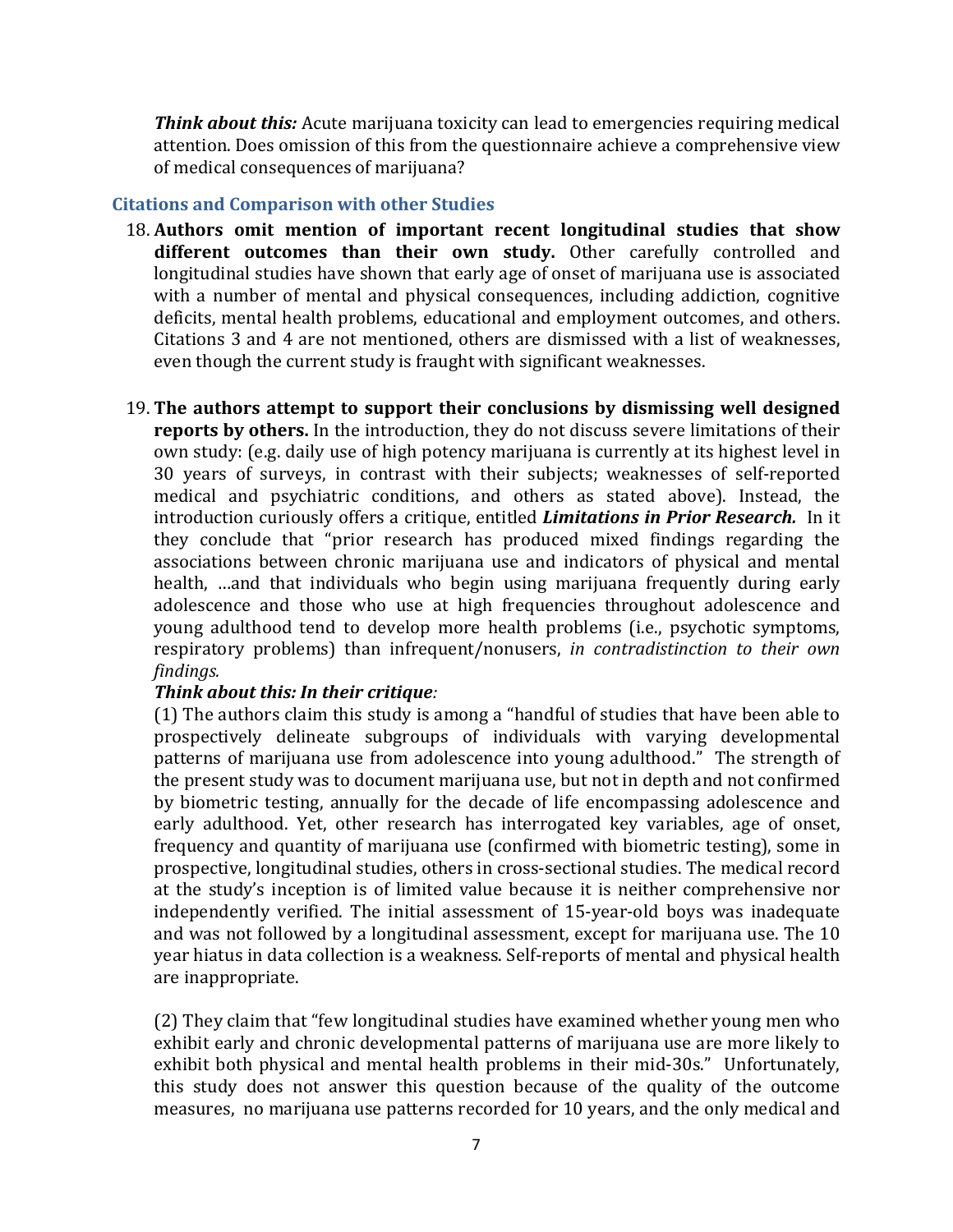***Think about this:*** Acute marijuana toxicity can lead to emergencies requiring medical attention. Does omission of this from the questionnaire achieve a comprehensive view of medical consequences of marijuana?

### Citations and Comparison with other Studies

18. **Authors omit mention of important recent longitudinal studies that show different outcomes than their own study.** Other carefully controlled and longitudinal studies have shown that early age of onset of marijuana use is associated with a number of mental and physical consequences, including addiction, cognitive deficits, mental health problems, educational and employment outcomes, and others. Citations 3 and 4 are not mentioned, others are dismissed with a list of weaknesses, even though the current study is fraught with significant weaknesses.

19. **The authors attempt to support their conclusions by dismissing well designed reports by others.** In the introduction, they do not discuss severe limitations of their own study: (e.g. daily use of high potency marijuana is currently at its highest level in 30 years of surveys, in contrast with their subjects; weaknesses of self-reported medical and psychiatric conditions, and others as stated above). Instead, the introduction curiously offers a critique, entitled ***Limitations in Prior Research.*** In it they conclude that "prior research has produced mixed findings regarding the associations between chronic marijuana use and indicators of physical and mental health, …and that individuals who begin using marijuana frequently during early adolescence and those who use at high frequencies throughout adolescence and young adulthood tend to develop more health problems (i.e., psychotic symptoms, respiratory problems) than infrequent/nonusers, *in contradistinction to their own findings.*

    ***Think about this: In their critique:***

    (1) The authors claim this study is among a "handful of studies that have been able to prospectively delineate subgroups of individuals with varying developmental patterns of marijuana use from adolescence into young adulthood." The strength of the present study was to document marijuana use, but not in depth and not confirmed by biometric testing, annually for the decade of life encompassing adolescence and early adulthood. Yet, other research has interrogated key variables, age of onset, frequency and quantity of marijuana use (confirmed with biometric testing), some in prospective, longitudinal studies, others in cross-sectional studies. The medical record at the study's inception is of limited value because it is neither comprehensive nor independently verified. The initial assessment of 15-year-old boys was inadequate and was not followed by a longitudinal assessment, except for marijuana use. The 10 year hiatus in data collection is a weakness. Self-reports of mental and physical health are inappropriate.

    (2) They claim that "few longitudinal studies have examined whether young men who exhibit early and chronic developmental patterns of marijuana use are more likely to exhibit both physical and mental health problems in their mid-30s." Unfortunately, this study does not answer this question because of the quality of the outcome measures, no marijuana use patterns recorded for 10 years, and the only medical and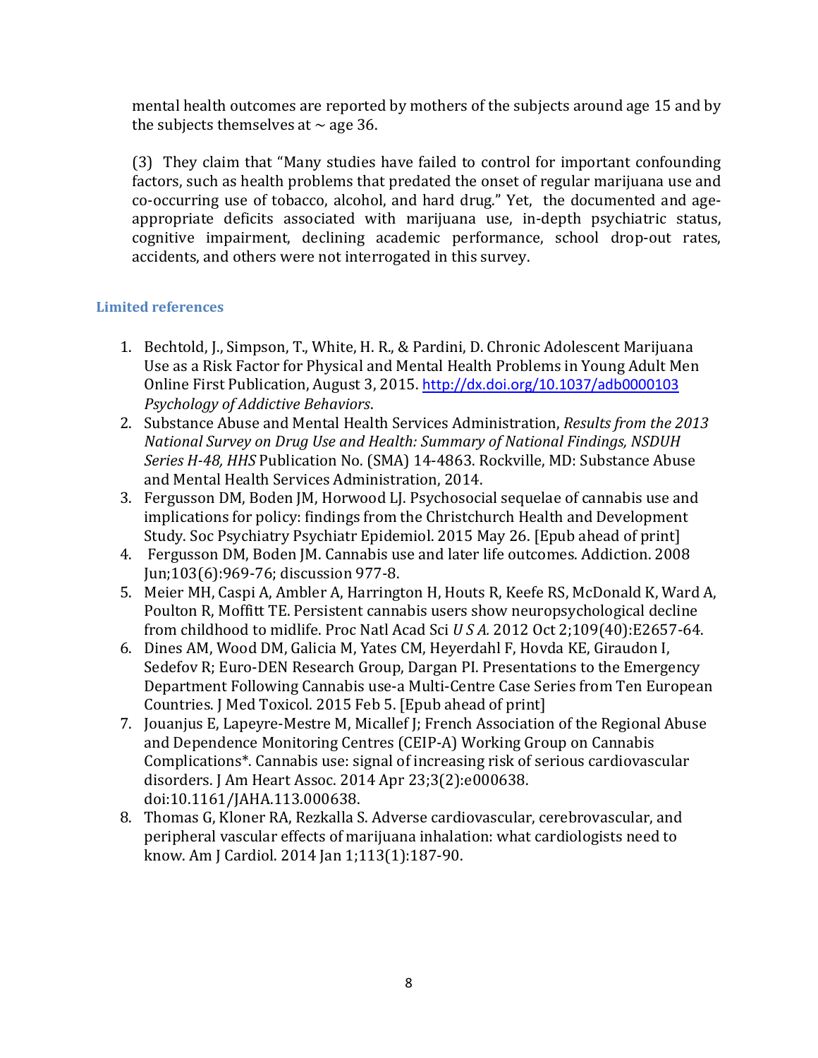mental health outcomes are reported by mothers of the subjects around age 15 and by the subjects themselves at ~ age 36.

(3) They claim that "Many studies have failed to control for important confounding factors, such as health problems that predated the onset of regular marijuana use and co-occurring use of tobacco, alcohol, and hard drug." Yet, the documented and age-appropriate deficits associated with marijuana use, in-depth psychiatric status, cognitive impairment, declining academic performance, school drop-out rates, accidents, and others were not interrogated in this survey.

### Limited references

1. Bechtold, J., Simpson, T., White, H. R., & Pardini, D. Chronic Adolescent Marijuana Use as a Risk Factor for Physical and Mental Health Problems in Young Adult Men Online First Publication, August 3, 2015. http://dx.doi.org/10.1037/adb0000103 *Psychology of Addictive Behaviors*.
2. Substance Abuse and Mental Health Services Administration, *Results from the 2013 National Survey on Drug Use and Health: Summary of National Findings, NSDUH Series H-48, HHS* Publication No. (SMA) 14-4863. Rockville, MD: Substance Abuse and Mental Health Services Administration, 2014.
3. Fergusson DM, Boden JM, Horwood LJ. Psychosocial sequelae of cannabis use and implications for policy: findings from the Christchurch Health and Development Study. Soc Psychiatry Psychiatr Epidemiol. 2015 May 26. [Epub ahead of print]
4. Fergusson DM, Boden JM. Cannabis use and later life outcomes. Addiction. 2008 Jun;103(6):969-76; discussion 977-8.
5. Meier MH, Caspi A, Ambler A, Harrington H, Houts R, Keefe RS, McDonald K, Ward A, Poulton R, Moffitt TE. Persistent cannabis users show neuropsychological decline from childhood to midlife. Proc Natl Acad Sci *U S A.* 2012 Oct 2;109(40):E2657-64.
6. Dines AM, Wood DM, Galicia M, Yates CM, Heyerdahl F, Hovda KE, Giraudon I, Sedefov R; Euro-DEN Research Group, Dargan PI. Presentations to the Emergency Department Following Cannabis use-a Multi-Centre Case Series from Ten European Countries. J Med Toxicol. 2015 Feb 5. [Epub ahead of print]
7. Jouanjus E, Lapeyre-Mestre M, Micallef J; French Association of the Regional Abuse and Dependence Monitoring Centres (CEIP-A) Working Group on Cannabis Complications*. Cannabis use: signal of increasing risk of serious cardiovascular disorders. J Am Heart Assoc. 2014 Apr 23;3(2):e000638. doi:10.1161/JAHA.113.000638.
8. Thomas G, Kloner RA, Rezkalla S. Adverse cardiovascular, cerebrovascular, and peripheral vascular effects of marijuana inhalation: what cardiologists need to know. Am J Cardiol. 2014 Jan 1;113(1):187-90.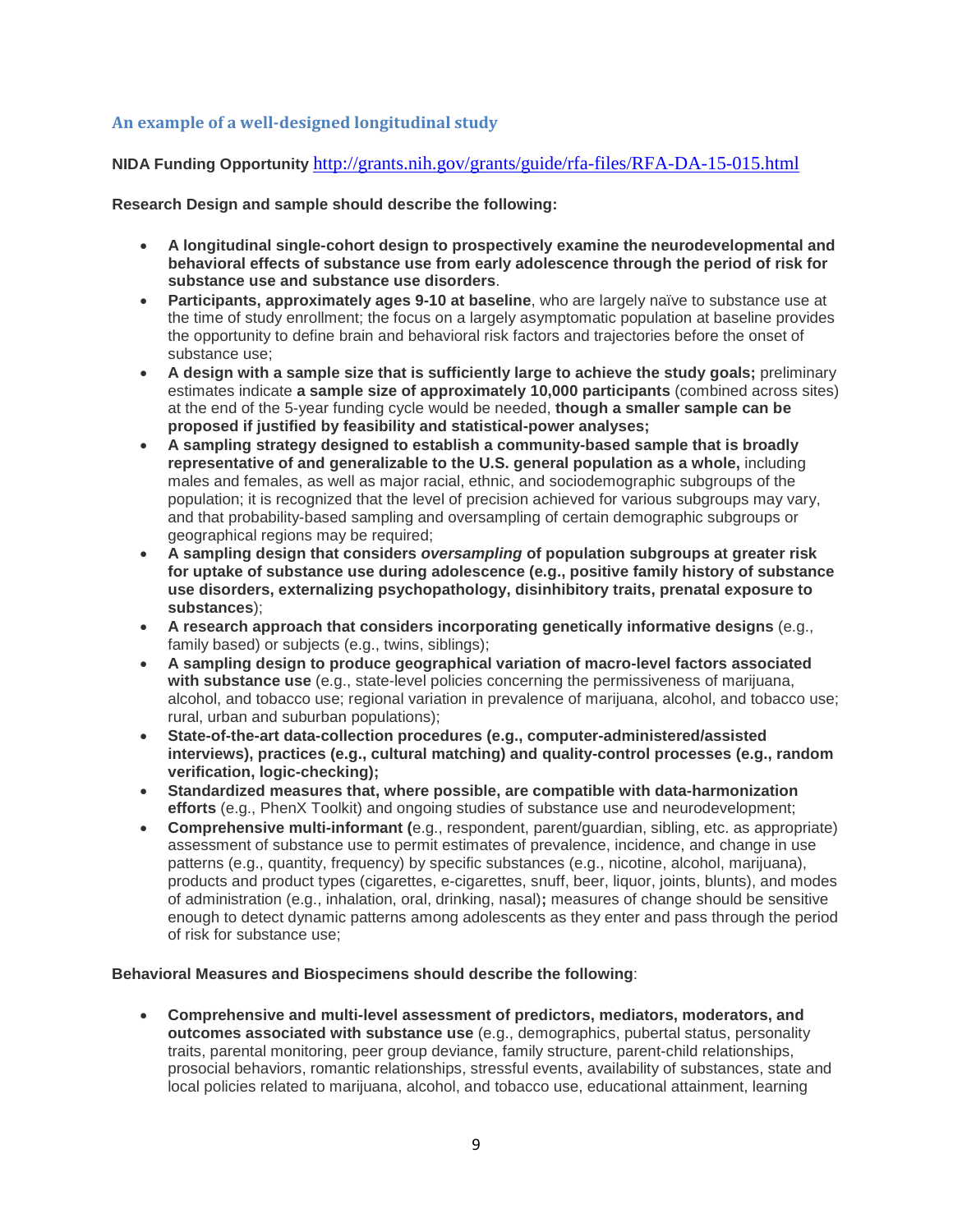## An example of a well-designed longitudinal study

**NIDA Funding Opportunity** http://grants.nih.gov/grants/guide/rfa-files/RFA-DA-15-015.html

**Research Design and sample should describe the following:**

- **A longitudinal single-cohort design to prospectively examine the neurodevelopmental and behavioral effects of substance use from early adolescence through the period of risk for substance use and substance use disorders**.
- **Participants, approximately ages 9-10 at baseline**, who are largely naïve to substance use at the time of study enrollment; the focus on a largely asymptomatic population at baseline provides the opportunity to define brain and behavioral risk factors and trajectories before the onset of substance use;
- **A design with a sample size that is sufficiently large to achieve the study goals;** preliminary estimates indicate **a sample size of approximately 10,000 participants** (combined across sites) at the end of the 5-year funding cycle would be needed, **though a smaller sample can be proposed if justified by feasibility and statistical-power analyses;**
- **A sampling strategy designed to establish a community-based sample that is broadly representative of and generalizable to the U.S. general population as a whole,** including males and females, as well as major racial, ethnic, and sociodemographic subgroups of the population; it is recognized that the level of precision achieved for various subgroups may vary, and that probability-based sampling and oversampling of certain demographic subgroups or geographical regions may be required;
- **A sampling design that considers *oversampling* of population subgroups at greater risk for uptake of substance use during adolescence (e.g., positive family history of substance use disorders, externalizing psychopathology, disinhibitory traits, prenatal exposure to substances**);
- **A research approach that considers incorporating genetically informative designs** (e.g., family based) or subjects (e.g., twins, siblings);
- **A sampling design to produce geographical variation of macro-level factors associated with substance use** (e.g., state-level policies concerning the permissiveness of marijuana, alcohol, and tobacco use; regional variation in prevalence of marijuana, alcohol, and tobacco use; rural, urban and suburban populations);
- **State-of-the-art data-collection procedures (e.g., computer-administered/assisted interviews), practices (e.g., cultural matching) and quality-control processes (e.g., random verification, logic-checking);**
- **Standardized measures that, where possible, are compatible with data-harmonization efforts** (e.g., PhenX Toolkit) and ongoing studies of substance use and neurodevelopment;
- **Comprehensive multi-informant (**e.g., respondent, parent/guardian, sibling, etc. as appropriate) assessment of substance use to permit estimates of prevalence, incidence, and change in use patterns (e.g., quantity, frequency) by specific substances (e.g., nicotine, alcohol, marijuana), products and product types (cigarettes, e-cigarettes, snuff, beer, liquor, joints, blunts), and modes of administration (e.g., inhalation, oral, drinking, nasal)**;** measures of change should be sensitive enough to detect dynamic patterns among adolescents as they enter and pass through the period of risk for substance use;

**Behavioral Measures and Biospecimens should describe the following**:

- **Comprehensive and multi-level assessment of predictors, mediators, moderators, and outcomes associated with substance use** (e.g., demographics, pubertal status, personality traits, parental monitoring, peer group deviance, family structure, parent-child relationships, prosocial behaviors, romantic relationships, stressful events, availability of substances, state and local policies related to marijuana, alcohol, and tobacco use, educational attainment, learning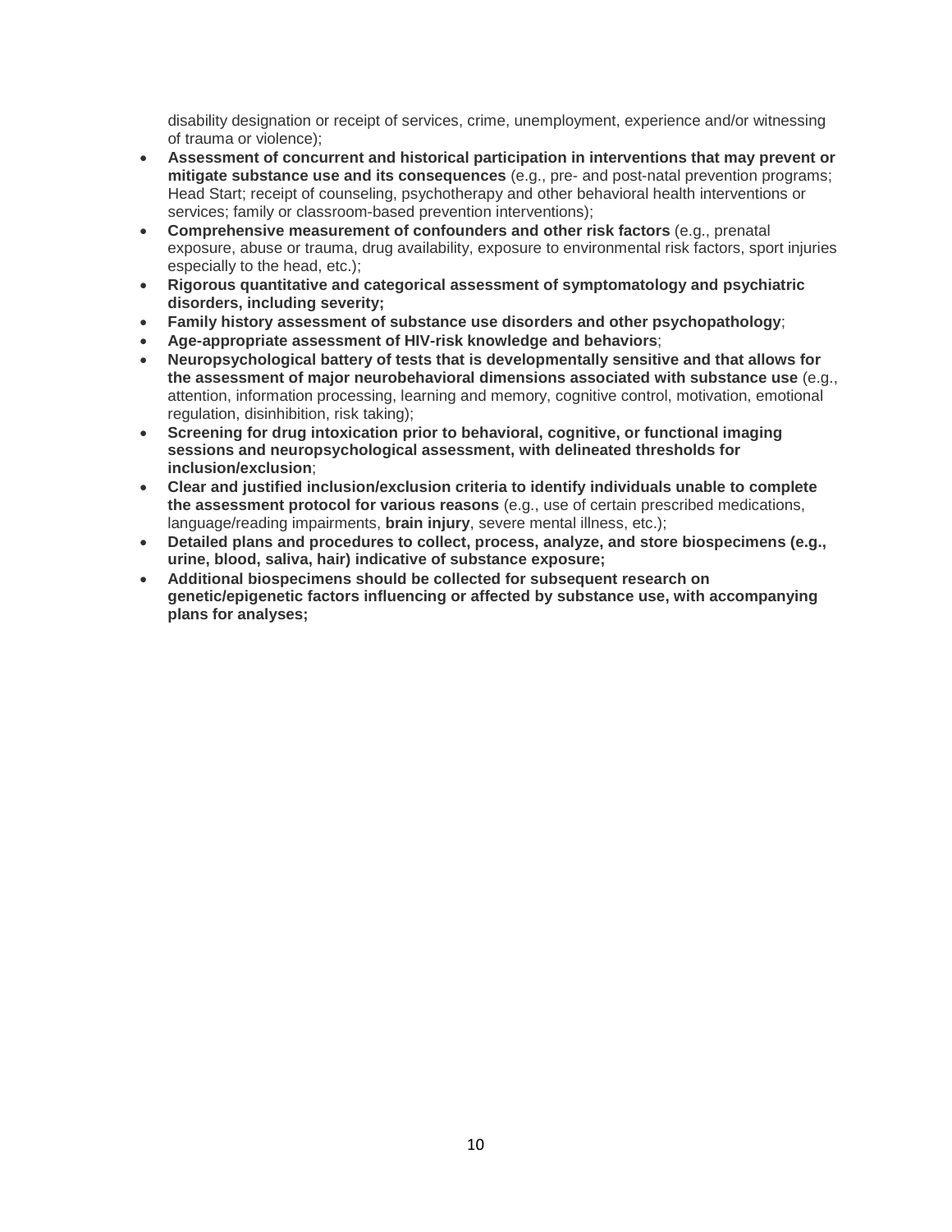disability designation or receipt of services, crime, unemployment, experience and/or witnessing of trauma or violence);

- **Assessment of concurrent and historical participation in interventions that may prevent or mitigate substance use and its consequences** (e.g., pre- and post-natal prevention programs; Head Start; receipt of counseling, psychotherapy and other behavioral health interventions or services; family or classroom-based prevention interventions);
- **Comprehensive measurement of confounders and other risk factors** (e.g., prenatal exposure, abuse or trauma, drug availability, exposure to environmental risk factors, sport injuries especially to the head, etc.);
- **Rigorous quantitative and categorical assessment of symptomatology and psychiatric disorders, including severity;**
- **Family history assessment of substance use disorders and other psychopathology**;
- **Age-appropriate assessment of HIV-risk knowledge and behaviors**;
- **Neuropsychological battery of tests that is developmentally sensitive and that allows for the assessment of major neurobehavioral dimensions associated with substance use** (e.g., attention, information processing, learning and memory, cognitive control, motivation, emotional regulation, disinhibition, risk taking);
- **Screening for drug intoxication prior to behavioral, cognitive, or functional imaging sessions and neuropsychological assessment, with delineated thresholds for inclusion/exclusion**;
- **Clear and justified inclusion/exclusion criteria to identify individuals unable to complete the assessment protocol for various reasons** (e.g., use of certain prescribed medications, language/reading impairments, **brain injury**, severe mental illness, etc.);
- **Detailed plans and procedures to collect, process, analyze, and store biospecimens (e.g., urine, blood, saliva, hair) indicative of substance exposure;**
- **Additional biospecimens should be collected for subsequent research on genetic/epigenetic factors influencing or affected by substance use, with accompanying plans for analyses;**